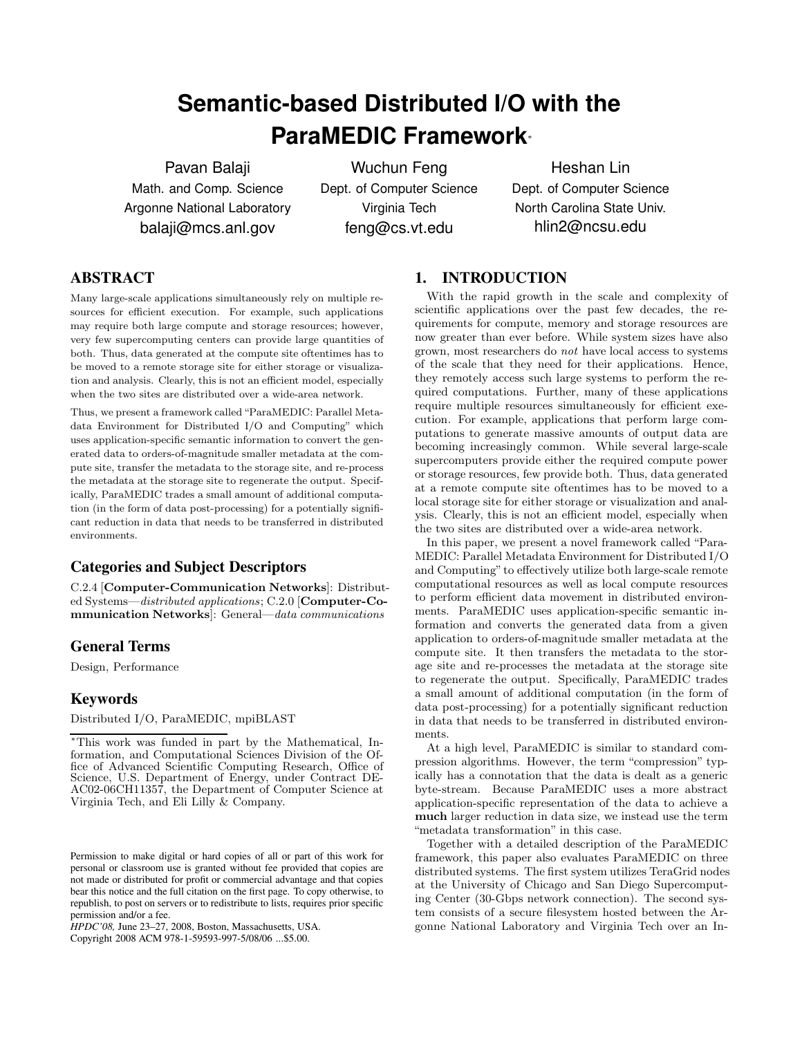# Semantic-based Distributed I/O with the ParaMEDIC Framework*

Pavan Balaji
Math. and Comp. Science
Argonne National Laboratory
balaji@mcs.anl.gov

Wuchun Feng
Dept. of Computer Science
Virginia Tech
feng@cs.vt.edu

Heshan Lin
Dept. of Computer Science
North Carolina State Univ.
hlin2@ncsu.edu

## ABSTRACT

Many large-scale applications simultaneously rely on multiple resources for efficient execution. For example, such applications may require both large compute and storage resources; however, very few supercomputing centers can provide large quantities of both. Thus, data generated at the compute site oftentimes has to be moved to a remote storage site for either storage or visualization and analysis. Clearly, this is not an efficient model, especially when the two sites are distributed over a wide-area network.

Thus, we present a framework called "ParaMEDIC: Parallel Metadata Environment for Distributed I/O and Computing" which uses application-specific semantic information to convert the generated data to orders-of-magnitude smaller metadata at the compute site, transfer the metadata to the storage site, and re-process the metadata at the storage site to regenerate the output. Specifically, ParaMEDIC trades a small amount of additional computation (in the form of data post-processing) for a potentially significant reduction in data that needs to be transferred in distributed environments.

### Categories and Subject Descriptors

C.2.4 [**Computer-Communication Networks**]: Distributed Systems—*distributed applications*; C.2.0 [**Computer-Communication Networks**]: General—*data communications*

### General Terms

Design, Performance

### Keywords

Distributed I/O, ParaMEDIC, mpiBLAST

*This work was funded in part by the Mathematical, Information, and Computational Sciences Division of the Office of Advanced Scientific Computing Research, Office of Science, U.S. Department of Energy, under Contract DE-AC02-06CH11357, the Department of Computer Science at Virginia Tech, and Eli Lilly & Company.

Permission to make digital or hard copies of all or part of this work for personal or classroom use is granted without fee provided that copies are not made or distributed for profit or commercial advantage and that copies bear this notice and the full citation on the first page. To copy otherwise, to republish, to post on servers or to redistribute to lists, requires prior specific permission and/or a fee.
*HPDC'08,* June 23–27, 2008, Boston, Massachusetts, USA.
Copyright 2008 ACM 978-1-59593-997-5/08/06 ...$5.00.

## 1. INTRODUCTION

With the rapid growth in the scale and complexity of scientific applications over the past few decades, the requirements for compute, memory and storage resources are now greater than ever before. While system sizes have also grown, most researchers do *not* have local access to systems of the scale that they need for their applications. Hence, they remotely access such large systems to perform the required computations. Further, many of these applications require multiple resources simultaneously for efficient execution. For example, applications that perform large computations to generate massive amounts of output data are becoming increasingly common. While several large-scale supercomputers provide either the required compute power or storage resources, few provide both. Thus, data generated at a remote compute site oftentimes has to be moved to a local storage site for either storage or visualization and analysis. Clearly, this is not an efficient model, especially when the two sites are distributed over a wide-area network.

In this paper, we present a novel framework called "ParaMEDIC: Parallel Metadata Environment for Distributed I/O and Computing" to effectively utilize both large-scale remote computational resources as well as local compute resources to perform efficient data movement in distributed environments. ParaMEDIC uses application-specific semantic information and converts the generated data from a given application to orders-of-magnitude smaller metadata at the compute site. It then transfers the metadata to the storage site and re-processes the metadata at the storage site to regenerate the output. Specifically, ParaMEDIC trades a small amount of additional computation (in the form of data post-processing) for a potentially significant reduction in data that needs to be transferred in distributed environments.

At a high level, ParaMEDIC is similar to standard compression algorithms. However, the term "compression" typically has a connotation that the data is dealt as a generic byte-stream. Because ParaMEDIC uses a more abstract application-specific representation of the data to achieve a **much** larger reduction in data size, we instead use the term "metadata transformation" in this case.

Together with a detailed description of the ParaMEDIC framework, this paper also evaluates ParaMEDIC on three distributed systems. The first system utilizes TeraGrid nodes at the University of Chicago and San Diego Supercomputing Center (30-Gbps network connection). The second system consists of a secure filesystem hosted between the Argonne National Laboratory and Virginia Tech over an In-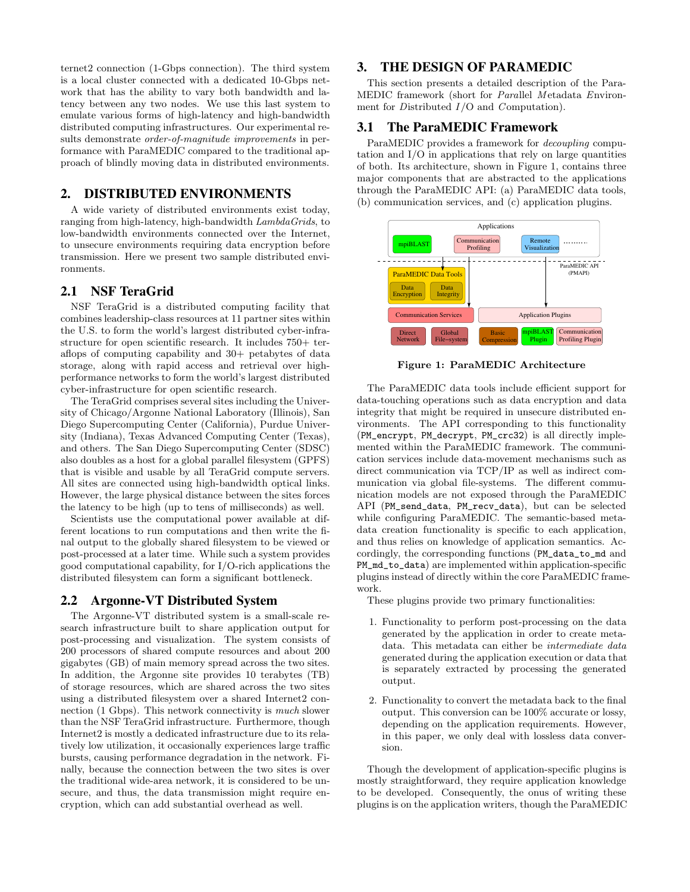ternet2 connection (1-Gbps connection). The third system is a local cluster connected with a dedicated 10-Gbps network that has the ability to vary both bandwidth and latency between any two nodes. We use this last system to emulate various forms of high-latency and high-bandwidth distributed computing infrastructures. Our experimental results demonstrate *order-of-magnitude improvements* in performance with ParaMEDIC compared to the traditional approach of blindly moving data in distributed environments.

## 2. DISTRIBUTED ENVIRONMENTS

A wide variety of distributed environments exist today, ranging from high-latency, high-bandwidth *LambdaGrids*, to low-bandwidth environments connected over the Internet, to unsecure environments requiring data encryption before transmission. Here we present two sample distributed environments.

### 2.1 NSF TeraGrid

NSF TeraGrid is a distributed computing facility that combines leadership-class resources at 11 partner sites within the U.S. to form the world's largest distributed cyber-infrastructure for open scientific research. It includes 750+ teraflops of computing capability and 30+ petabytes of data storage, along with rapid access and retrieval over high-performance networks to form the world's largest distributed cyber-infrastructure for open scientific research.

The TeraGrid comprises several sites including the University of Chicago/Argonne National Laboratory (Illinois), San Diego Supercomputing Center (California), Purdue University (Indiana), Texas Advanced Computing Center (Texas), and others. The San Diego Supercomputing Center (SDSC) also doubles as a host for a global parallel filesystem (GPFS) that is visible and usable by all TeraGrid compute servers. All sites are connected using high-bandwidth optical links. However, the large physical distance between the sites forces the latency to be high (up to tens of milliseconds) as well.

Scientists use the computational power available at different locations to run computations and then write the final output to the globally shared filesystem to be viewed or post-processed at a later time. While such a system provides good computational capability, for I/O-rich applications the distributed filesystem can form a significant bottleneck.

### 2.2 Argonne-VT Distributed System

The Argonne-VT distributed system is a small-scale research infrastructure built to share application output for post-processing and visualization. The system consists of 200 processors of shared compute resources and about 200 gigabytes (GB) of main memory spread across the two sites. In addition, the Argonne site provides 10 terabytes (TB) of storage resources, which are shared across the two sites using a distributed filesystem over a shared Internet2 connection (1 Gbps). This network connectivity is *much* slower than the NSF TeraGrid infrastructure. Furthermore, though Internet2 is mostly a dedicated infrastructure due to its relatively low utilization, it occasionally experiences large traffic bursts, causing performance degradation in the network. Finally, because the connection between the two sites is over the traditional wide-area network, it is considered to be unsecure, and thus, the data transmission might require encryption, which can add substantial overhead as well.

## 3. THE DESIGN OF PARAMEDIC

This section presents a detailed description of the ParaMEDIC framework (short for *Para*llel *M*etadata *E*nvironment for *D*istributed *I*/O and *C*omputation).

### 3.1 The ParaMEDIC Framework

ParaMEDIC provides a framework for *decoupling* computation and I/O in applications that rely on large quantities of both. Its architecture, shown in Figure 1, contains three major components that are abstracted to the applications through the ParaMEDIC API: (a) ParaMEDIC data tools, (b) communication services, and (c) application plugins.

**Figure 1: ParaMEDIC Architecture**

The ParaMEDIC data tools include efficient support for data-touching operations such as data encryption and data integrity that might be required in unsecure distributed environments. The API corresponding to this functionality (`PM_encrypt`, `PM_decrypt`, `PM_crc32`) is all directly implemented within the ParaMEDIC framework. The communication services include data-movement mechanisms such as direct communication via TCP/IP as well as indirect communication via global file-systems. The different communication models are not exposed through the ParaMEDIC API (`PM_send_data`, `PM_recv_data`), but can be selected while configuring ParaMEDIC. The semantic-based metadata creation functionality is specific to each application, and thus relies on knowledge of application semantics. Accordingly, the corresponding functions (`PM_data_to_md` and `PM_md_to_data`) are implemented within application-specific plugins instead of directly within the core ParaMEDIC framework.

These plugins provide two primary functionalities:

1. Functionality to perform post-processing on the data generated by the application in order to create metadata. This metadata can either be *intermediate data* generated during the application execution or data that is separately extracted by processing the generated output.
2. Functionality to convert the metadata back to the final output. This conversion can be 100% accurate or lossy, depending on the application requirements. However, in this paper, we only deal with lossless data conversion.

Though the development of application-specific plugins is mostly straightforward, they require application knowledge to be developed. Consequently, the onus of writing these plugins is on the application writers, though the ParaMEDIC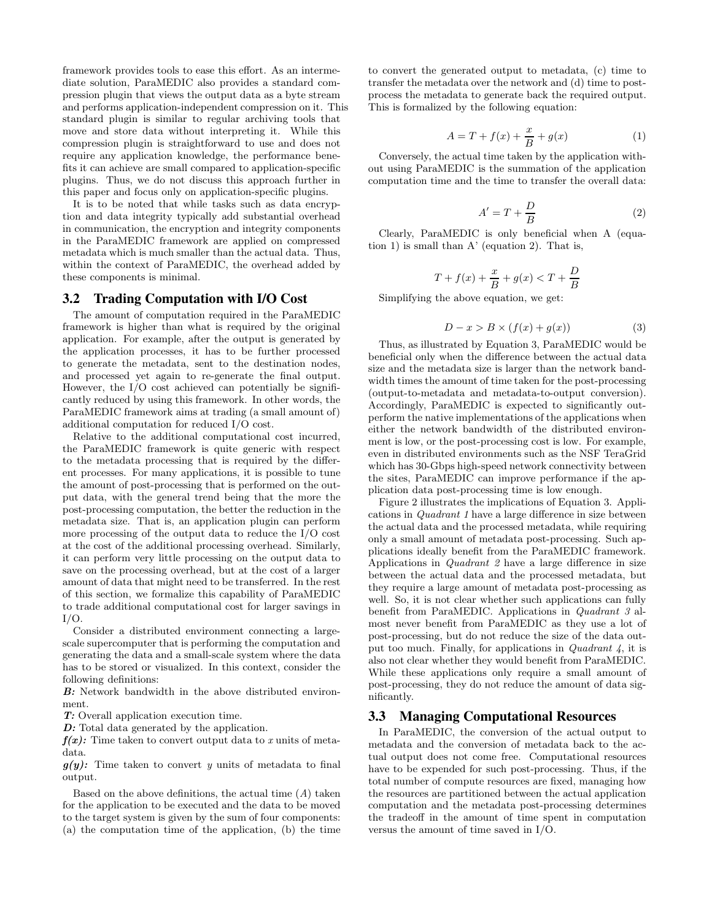framework provides tools to ease this effort. As an intermediate solution, ParaMEDIC also provides a standard compression plugin that views the output data as a byte stream and performs application-independent compression on it. This standard plugin is similar to regular archiving tools that move and store data without interpreting it. While this compression plugin is straightforward to use and does not require any application knowledge, the performance benefits it can achieve are small compared to application-specific plugins. Thus, we do not discuss this approach further in this paper and focus only on application-specific plugins.

It is to be noted that while tasks such as data encryption and data integrity typically add substantial overhead in communication, the encryption and integrity components in the ParaMEDIC framework are applied on compressed metadata which is much smaller than the actual data. Thus, within the context of ParaMEDIC, the overhead added by these components is minimal.

## 3.2 Trading Computation with I/O Cost

The amount of computation required in the ParaMEDIC framework is higher than what is required by the original application. For example, after the output is generated by the application processes, it has to be further processed to generate the metadata, sent to the destination nodes, and processed yet again to re-generate the final output. However, the I/O cost achieved can potentially be significantly reduced by using this framework. In other words, the ParaMEDIC framework aims at trading (a small amount of) additional computation for reduced I/O cost.

Relative to the additional computational cost incurred, the ParaMEDIC framework is quite generic with respect to the metadata processing that is required by the different processes. For many applications, it is possible to tune the amount of post-processing that is performed on the output data, with the general trend being that the more the post-processing computation, the better the reduction in the metadata size. That is, an application plugin can perform more processing of the output data to reduce the I/O cost at the cost of the additional processing overhead. Similarly, it can perform very little processing on the output data to save on the processing overhead, but at the cost of a larger amount of data that might need to be transferred. In the rest of this section, we formalize this capability of ParaMEDIC to trade additional computational cost for larger savings in I/O.

Consider a distributed environment connecting a large-scale supercomputer that is performing the computation and generating the data and a small-scale system where the data has to be stored or visualized. In this context, consider the following definitions:

***B:*** Network bandwidth in the above distributed environment.

***T:*** Overall application execution time.

***D:*** Total data generated by the application.

***f(x):*** Time taken to convert output data to $x$ units of metadata.

***g(y):*** Time taken to convert $y$ units of metadata to final output.

Based on the above definitions, the actual time ($A$) taken for the application to be executed and the data to be moved to the target system is given by the sum of four components: (a) the computation time of the application, (b) the time to convert the generated output to metadata, (c) time to transfer the metadata over the network and (d) time to post-process the metadata to generate back the required output. This is formalized by the following equation:

$$A = T + f(x) + \frac{x}{B} + g(x) \tag{1}$$

Conversely, the actual time taken by the application without using ParaMEDIC is the summation of the application computation time and the time to transfer the overall data:

$$A' = T + \frac{D}{B} \tag{2}$$

Clearly, ParaMEDIC is only beneficial when A (equation 1) is small than A' (equation 2). That is,

$$T + f(x) + \frac{x}{B} + g(x) < T + \frac{D}{B}$$

Simplifying the above equation, we get:

$$D - x > B \times (f(x) + g(x)) \tag{3}$$

Thus, as illustrated by Equation 3, ParaMEDIC would be beneficial only when the difference between the actual data size and the metadata size is larger than the network bandwidth times the amount of time taken for the post-processing (output-to-metadata and metadata-to-output conversion). Accordingly, ParaMEDIC is expected to significantly outperform the native implementations of the applications when either the network bandwidth of the distributed environment is low, or the post-processing cost is low. For example, even in distributed environments such as the NSF TeraGrid which has 30-Gbps high-speed network connectivity between the sites, ParaMEDIC can improve performance if the application data post-processing time is low enough.

Figure 2 illustrates the implications of Equation 3. Applications in *Quadrant 1* have a large difference in size between the actual data and the processed metadata, while requiring only a small amount of metadata post-processing. Such applications ideally benefit from the ParaMEDIC framework. Applications in *Quadrant 2* have a large difference in size between the actual data and the processed metadata, but they require a large amount of metadata post-processing as well. So, it is not clear whether such applications can fully benefit from ParaMEDIC. Applications in *Quadrant 3* almost never benefit from ParaMEDIC as they use a lot of post-processing, but do not reduce the size of the data output too much. Finally, for applications in *Quadrant 4*, it is also not clear whether they would benefit from ParaMEDIC. While these applications only require a small amount of post-processing, they do not reduce the amount of data significantly.

## 3.3 Managing Computational Resources

In ParaMEDIC, the conversion of the actual output to metadata and the conversion of metadata back to the actual output does not come free. Computational resources have to be expended for such post-processing. Thus, if the total number of compute resources are fixed, managing how the resources are partitioned between the actual application computation and the metadata post-processing determines the tradeoff in the amount of time spent in computation versus the amount of time saved in I/O.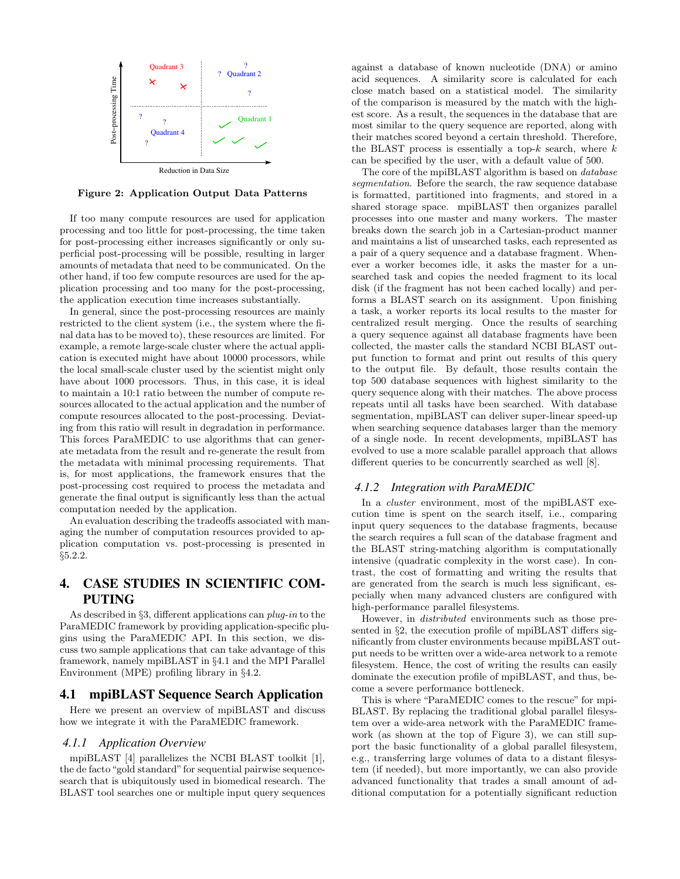Figure 2: Application Output Data Patterns

If too many compute resources are used for application processing and too little for post-processing, the time taken for post-processing either increases significantly or only superficial post-processing will be possible, resulting in larger amounts of metadata that need to be communicated. On the other hand, if too few compute resources are used for the application processing and too many for the post-processing, the application execution time increases substantially.

In general, since the post-processing resources are mainly restricted to the client system (i.e., the system where the final data has to be moved to), these resources are limited. For example, a remote large-scale cluster where the actual application is executed might have about 10000 processors, while the local small-scale cluster used by the scientist might only have about 1000 processors. Thus, in this case, it is ideal to maintain a 10:1 ratio between the number of compute resources allocated to the actual application and the number of compute resources allocated to the post-processing. Deviating from this ratio will result in degradation in performance. This forces ParaMEDIC to use algorithms that can generate metadata from the result and re-generate the result from the metadata with minimal processing requirements. That is, for most applications, the framework ensures that the post-processing cost required to process the metadata and generate the final output is significantly less than the actual computation needed by the application.

An evaluation describing the tradeoffs associated with managing the number of computation resources provided to application computation vs. post-processing is presented in §5.2.2.

# 4. CASE STUDIES IN SCIENTIFIC COMPUTING

As described in §3, different applications can *plug-in* to the ParaMEDIC framework by providing application-specific plugins using the ParaMEDIC API. In this section, we discuss two sample applications that can take advantage of this framework, namely mpiBLAST in §4.1 and the MPI Parallel Environment (MPE) profiling library in §4.2.

## 4.1 mpiBLAST Sequence Search Application

Here we present an overview of mpiBLAST and discuss how we integrate it with the ParaMEDIC framework.

### 4.1.1 Application Overview

mpiBLAST [4] parallelizes the NCBI BLAST toolkit [1], the de facto "gold standard" for sequential pairwise sequence-search that is ubiquitously used in biomedical research. The BLAST tool searches one or multiple input query sequences against a database of known nucleotide (DNA) or amino acid sequences. A similarity score is calculated for each close match based on a statistical model. The similarity of the comparison is measured by the match with the highest score. As a result, the sequences in the database that are most similar to the query sequence are reported, along with their matches scored beyond a certain threshold. Therefore, the BLAST process is essentially a top-$k$ search, where $k$ can be specified by the user, with a default value of 500.

The core of the mpiBLAST algorithm is based on *database segmentation*. Before the search, the raw sequence database is formatted, partitioned into fragments, and stored in a shared storage space. mpiBLAST then organizes parallel processes into one master and many workers. The master breaks down the search job in a Cartesian-product manner and maintains a list of unsearched tasks, each represented as a pair of a query sequence and a database fragment. Whenever a worker becomes idle, it asks the master for a unsearched task and copies the needed fragment to its local disk (if the fragment has not been cached locally) and performs a BLAST search on its assignment. Upon finishing a task, a worker reports its local results to the master for centralized result merging. Once the results of searching a query sequence against all database fragments have been collected, the master calls the standard NCBI BLAST output function to format and print out results of this query to the output file. By default, those results contain the top 500 database sequences with highest similarity to the query sequence along with their matches. The above process repeats until all tasks have been searched. With database segmentation, mpiBLAST can deliver super-linear speed-up when searching sequence databases larger than the memory of a single node. In recent developments, mpiBLAST has evolved to use a more scalable parallel approach that allows different queries to be concurrently searched as well [8].

### 4.1.2 Integration with ParaMEDIC

In a *cluster* environment, most of the mpiBLAST execution time is spent on the search itself, i.e., comparing input query sequences to the database fragments, because the search requires a full scan of the database fragment and the BLAST string-matching algorithm is computationally intensive (quadratic complexity in the worst case). In contrast, the cost of formatting and writing the results that are generated from the search is much less significant, especially when many advanced clusters are configured with high-performance parallel filesystems.

However, in *distributed* environments such as those presented in §2, the execution profile of mpiBLAST differs significantly from cluster environments because mpiBLAST output needs to be written over a wide-area network to a remote filesystem. Hence, the cost of writing the results can easily dominate the execution profile of mpiBLAST, and thus, become a severe performance bottleneck.

This is where "ParaMEDIC comes to the rescue" for mpiBLAST. By replacing the traditional global parallel filesystem over a wide-area network with the ParaMEDIC framework (as shown at the top of Figure 3), we can still support the basic functionality of a global parallel filesystem, e.g., transferring large volumes of data to a distant filesystem (if needed), but more importantly, we can also provide advanced functionality that trades a small amount of additional computation for a potentially significant reduction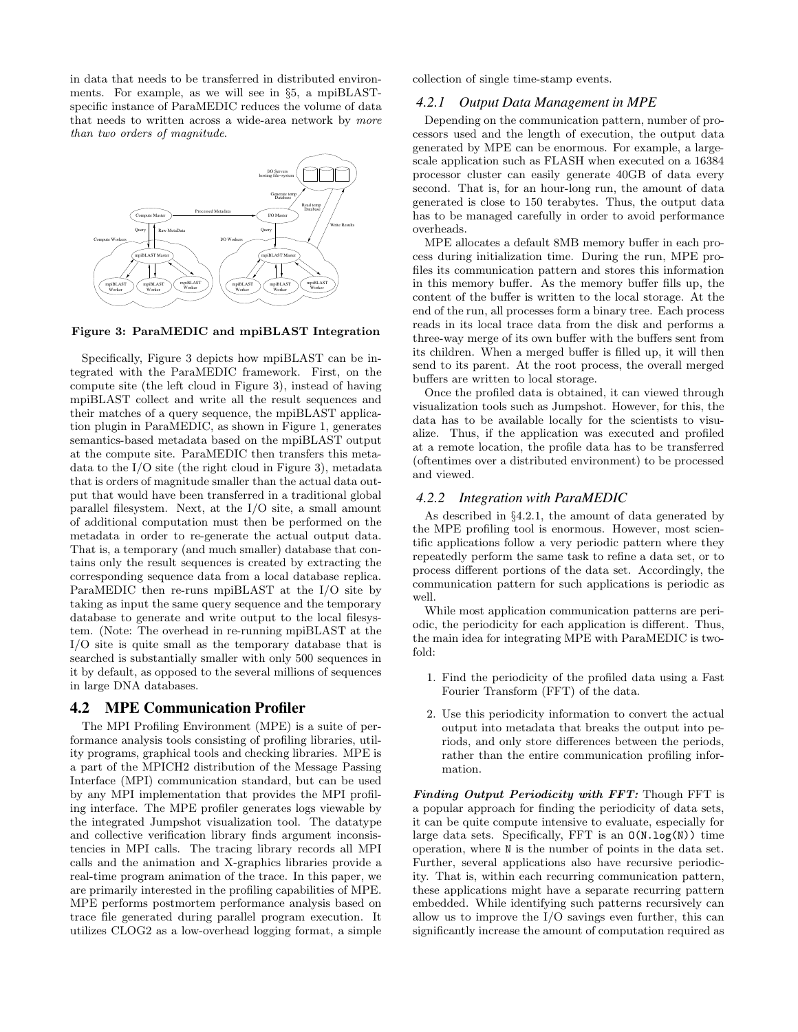in data that needs to be transferred in distributed environments. For example, as we will see in §5, a mpiBLAST-specific instance of ParaMEDIC reduces the volume of data that needs to written across a wide-area network by *more than two orders of magnitude*.

I/O Servers hosting file–system

Generate temp Database

Read temp Database

Compute Master

Processed Metadata

I/O Master

Write Results

Query

Raw MetaData

Query

Compute Workers

I/O Workers

mpiBLAST Master

mpiBLAST Master

mpiBLAST Worker

mpiBLAST Worker

mpiBLAST Worker

mpiBLAST Worker

mpiBLAST Worker

mpiBLAST Worker

**Figure 3: ParaMEDIC and mpiBLAST Integration**

Specifically, Figure 3 depicts how mpiBLAST can be integrated with the ParaMEDIC framework. First, on the compute site (the left cloud in Figure 3), instead of having mpiBLAST collect and write all the result sequences and their matches of a query sequence, the mpiBLAST application plugin in ParaMEDIC, as shown in Figure 1, generates semantics-based metadata based on the mpiBLAST output at the compute site. ParaMEDIC then transfers this metadata to the I/O site (the right cloud in Figure 3), metadata that is orders of magnitude smaller than the actual data output that would have been transferred in a traditional global parallel filesystem. Next, at the I/O site, a small amount of additional computation must then be performed on the metadata in order to re-generate the actual output data. That is, a temporary (and much smaller) database that contains only the result sequences is created by extracting the corresponding sequence data from a local database replica. ParaMEDIC then re-runs mpiBLAST at the I/O site by taking as input the same query sequence and the temporary database to generate and write output to the local filesystem. (Note: The overhead in re-running mpiBLAST at the I/O site is quite small as the temporary database that is searched is substantially smaller with only 500 sequences in it by default, as opposed to the several millions of sequences in large DNA databases.

## 4.2 MPE Communication Profiler

The MPI Profiling Environment (MPE) is a suite of performance analysis tools consisting of profiling libraries, utility programs, graphical tools and checking libraries. MPE is a part of the MPICH2 distribution of the Message Passing Interface (MPI) communication standard, but can be used by any MPI implementation that provides the MPI profiling interface. The MPE profiler generates logs viewable by the integrated Jumpshot visualization tool. The datatype and collective verification library finds argument inconsistencies in MPI calls. The tracing library records all MPI calls and the animation and X-graphics libraries provide a real-time program animation of the trace. In this paper, we are primarily interested in the profiling capabilities of MPE. MPE performs postmortem performance analysis based on trace file generated during parallel program execution. It utilizes CLOG2 as a low-overhead logging format, a simple collection of single time-stamp events.

### 4.2.1 Output Data Management in MPE

Depending on the communication pattern, number of processors used and the length of execution, the output data generated by MPE can be enormous. For example, a large-scale application such as FLASH when executed on a 16384 processor cluster can easily generate 40GB of data every second. That is, for an hour-long run, the amount of data generated is close to 150 terabytes. Thus, the output data has to be managed carefully in order to avoid performance overheads.

MPE allocates a default 8MB memory buffer in each process during initialization time. During the run, MPE profiles its communication pattern and stores this information in this memory buffer. As the memory buffer fills up, the content of the buffer is written to the local storage. At the end of the run, all processes form a binary tree. Each process reads in its local trace data from the disk and performs a three-way merge of its own buffer with the buffers sent from its children. When a merged buffer is filled up, it will then send to its parent. At the root process, the overall merged buffers are written to local storage.

Once the profiled data is obtained, it can viewed through visualization tools such as Jumpshot. However, for this, the data has to be available locally for the scientists to visualize. Thus, if the application was executed and profiled at a remote location, the profile data has to be transferred (oftentimes over a distributed environment) to be processed and viewed.

### 4.2.2 Integration with ParaMEDIC

As described in §4.2.1, the amount of data generated by the MPE profiling tool is enormous. However, most scientific applications follow a very periodic pattern where they repeatedly perform the same task to refine a data set, or to process different portions of the data set. Accordingly, the communication pattern for such applications is periodic as well.

While most application communication patterns are periodic, the periodicity for each application is different. Thus, the main idea for integrating MPE with ParaMEDIC is twofold:

1. Find the periodicity of the profiled data using a Fast Fourier Transform (FFT) of the data.
2. Use this periodicity information to convert the actual output into metadata that breaks the output into periods, and only store differences between the periods, rather than the entire communication profiling information.

***Finding Output Periodicity with FFT:*** Though FFT is a popular approach for finding the periodicity of data sets, it can be quite compute intensive to evaluate, especially for large data sets. Specifically, FFT is an `O(N.log(N))` time operation, where `N` is the number of points in the data set. Further, several applications also have recursive periodicity. That is, within each recurring communication pattern, these applications might have a separate recurring pattern embedded. While identifying such patterns recursively can allow us to improve the I/O savings even further, this can significantly increase the amount of computation required as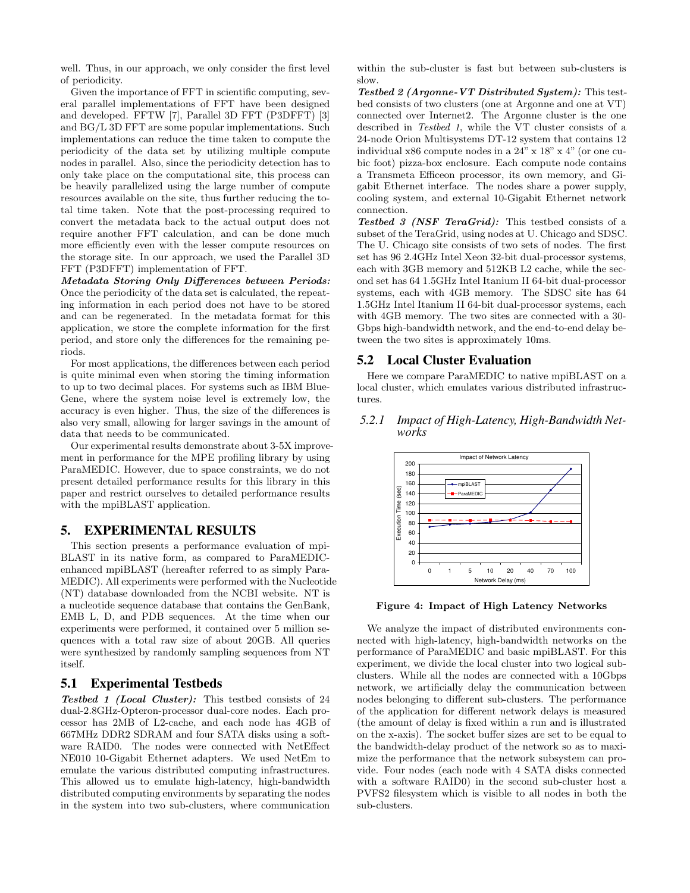well. Thus, in our approach, we only consider the first level of periodicity.

Given the importance of FFT in scientific computing, several parallel implementations of FFT have been designed and developed. FFTW [7], Parallel 3D FFT (P3DFFT) [3] and BG/L 3D FFT are some popular implementations. Such implementations can reduce the time taken to compute the periodicity of the data set by utilizing multiple compute nodes in parallel. Also, since the periodicity detection has to only take place on the computational site, this process can be heavily parallelized using the large number of compute resources available on the site, thus further reducing the total time taken. Note that the post-processing required to convert the metadata back to the actual output does not require another FFT calculation, and can be done much more efficiently even with the lesser compute resources on the storage site. In our approach, we used the Parallel 3D FFT (P3DFFT) implementation of FFT.

***Metadata Storing Only Differences between Periods:*** Once the periodicity of the data set is calculated, the repeating information in each period does not have to be stored and can be regenerated. In the metadata format for this application, we store the complete information for the first period, and store only the differences for the remaining periods.

For most applications, the differences between each period is quite minimal even when storing the timing information to up to two decimal places. For systems such as IBM BlueGene, where the system noise level is extremely low, the accuracy is even higher. Thus, the size of the differences is also very small, allowing for larger savings in the amount of data that needs to be communicated.

Our experimental results demonstrate about 3-5X improvement in performance for the MPE profiling library by using ParaMEDIC. However, due to space constraints, we do not present detailed performance results for this library in this paper and restrict ourselves to detailed performance results with the mpiBLAST application.

# 5. EXPERIMENTAL RESULTS

This section presents a performance evaluation of mpiBLAST in its native form, as compared to ParaMEDIC-enhanced mpiBLAST (hereafter referred to as simply ParaMEDIC). All experiments were performed with the Nucleotide (NT) database downloaded from the NCBI website. NT is a nucleotide sequence database that contains the GenBank, EMB L, D, and PDB sequences. At the time when our experiments were performed, it contained over 5 million sequences with a total raw size of about 20GB. All queries were synthesized by randomly sampling sequences from NT itself.

## 5.1 Experimental Testbeds

***Testbed 1 (Local Cluster):*** This testbed consists of 24 dual-2.8GHz-Opteron-processor dual-core nodes. Each processor has 2MB of L2-cache, and each node has 4GB of 667MHz DDR2 SDRAM and four SATA disks using a software RAID0. The nodes were connected with NetEffect NE010 10-Gigabit Ethernet adapters. We used NetEm to emulate the various distributed computing infrastructures. This allowed us to emulate high-latency, high-bandwidth distributed computing environments by separating the nodes in the system into two sub-clusters, where communication within the sub-cluster is fast but between sub-clusters is slow.

***Testbed 2 (Argonne-VT Distributed System):*** This testbed consists of two clusters (one at Argonne and one at VT) connected over Internet2. The Argonne cluster is the one described in *Testbed 1*, while the VT cluster consists of a 24-node Orion Multisystems DT-12 system that contains 12 individual x86 compute nodes in a 24" x 18" x 4" (or one cubic foot) pizza-box enclosure. Each compute node contains a Transmeta Efficeon processor, its own memory, and Gigabit Ethernet interface. The nodes share a power supply, cooling system, and external 10-Gigabit Ethernet network connection.

***Testbed 3 (NSF TeraGrid):*** This testbed consists of a subset of the TeraGrid, using nodes at U. Chicago and SDSC. The U. Chicago site consists of two sets of nodes. The first set has 96 2.4GHz Intel Xeon 32-bit dual-processor systems, each with 3GB memory and 512KB L2 cache, while the second set has 64 1.5GHz Intel Itanium II 64-bit dual-processor systems, each with 4GB memory. The SDSC site has 64 1.5GHz Intel Itanium II 64-bit dual-processor systems, each with 4GB memory. The two sites are connected with a 30-Gbps high-bandwidth network, and the end-to-end delay between the two sites is approximately 10ms.

## 5.2 Local Cluster Evaluation

Here we compare ParaMEDIC to native mpiBLAST on a local cluster, which emulates various distributed infrastructures.

### 5.2.1 *Impact of High-Latency, High-Bandwidth Networks*

**Figure 4: Impact of High Latency Networks**

We analyze the impact of distributed environments connected with high-latency, high-bandwidth networks on the performance of ParaMEDIC and basic mpiBLAST. For this experiment, we divide the local cluster into two logical sub-clusters. While all the nodes are connected with a 10Gbps network, we artificially delay the communication between nodes belonging to different sub-clusters. The performance of the application for different network delays is measured (the amount of delay is fixed within a run and is illustrated on the x-axis). The socket buffer sizes are set to be equal to the bandwidth-delay product of the network so as to maximize the performance that the network subsystem can provide. Four nodes (each node with 4 SATA disks connected with a software RAID0) in the second sub-cluster host a PVFS2 filesystem which is visible to all nodes in both the sub-clusters.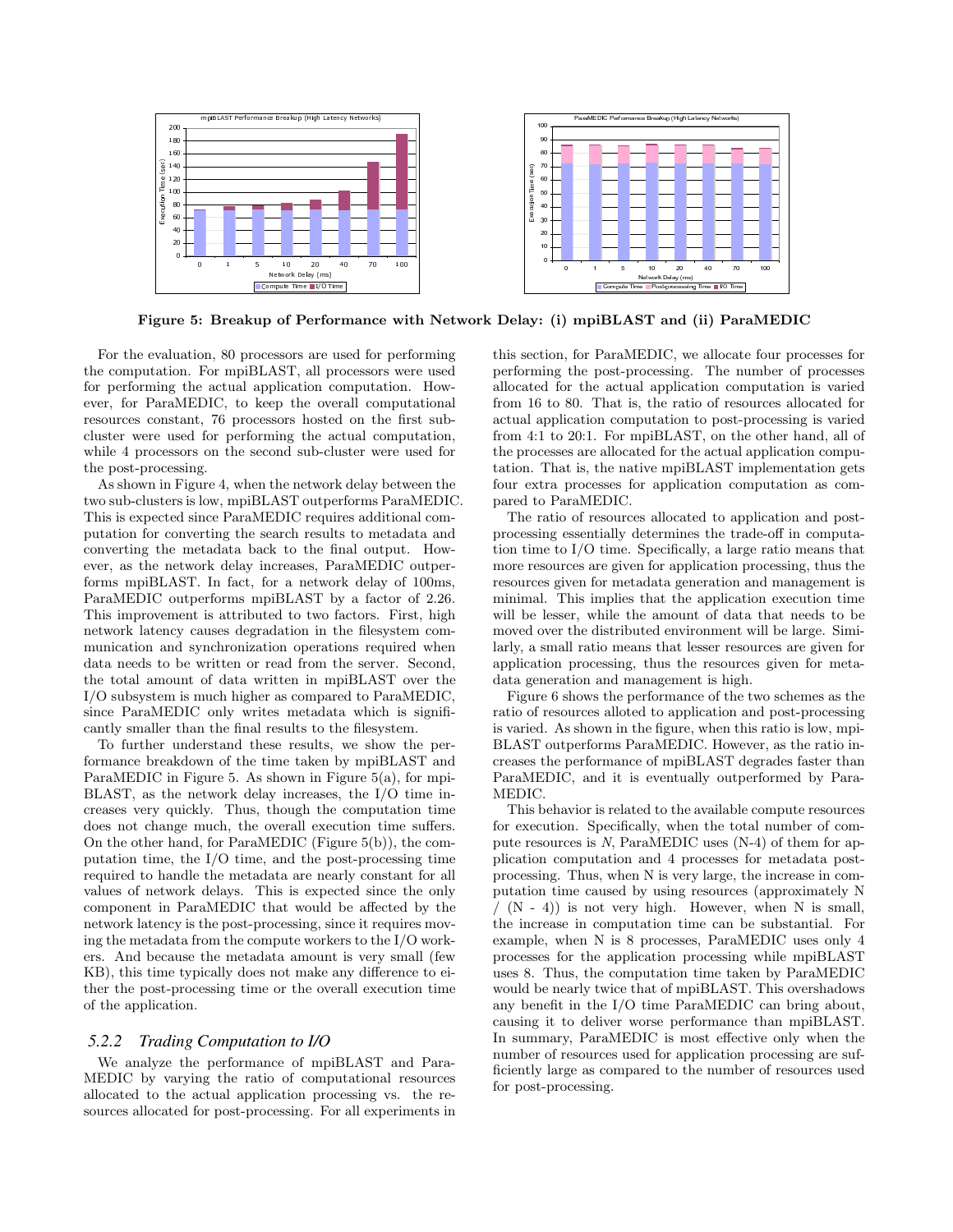Figure 5: Breakup of Performance with Network Delay: (i) mpiBLAST and (ii) ParaMEDIC

For the evaluation, 80 processors are used for performing the computation. For mpiBLAST, all processors were used for performing the actual application computation. However, for ParaMEDIC, to keep the overall computational resources constant, 76 processors hosted on the first subcluster were used for performing the actual computation, while 4 processors on the second sub-cluster were used for the post-processing.

As shown in Figure 4, when the network delay between the two sub-clusters is low, mpiBLAST outperforms ParaMEDIC. This is expected since ParaMEDIC requires additional computation for converting the search results to metadata and converting the metadata back to the final output. However, as the network delay increases, ParaMEDIC outperforms mpiBLAST. In fact, for a network delay of 100ms, ParaMEDIC outperforms mpiBLAST by a factor of 2.26. This improvement is attributed to two factors. First, high network latency causes degradation in the filesystem communication and synchronization operations required when data needs to be written or read from the server. Second, the total amount of data written in mpiBLAST over the I/O subsystem is much higher as compared to ParaMEDIC, since ParaMEDIC only writes metadata which is significantly smaller than the final results to the filesystem.

To further understand these results, we show the performance breakdown of the time taken by mpiBLAST and ParaMEDIC in Figure 5. As shown in Figure 5(a), for mpiBLAST, as the network delay increases, the I/O time increases very quickly. Thus, though the computation time does not change much, the overall execution time suffers. On the other hand, for ParaMEDIC (Figure 5(b)), the computation time, the I/O time, and the post-processing time required to handle the metadata are nearly constant for all values of network delays. This is expected since the only component in ParaMEDIC that would be affected by the network latency is the post-processing, since it requires moving the metadata from the compute workers to the I/O workers. And because the metadata amount is very small (few KB), this time typically does not make any difference to either the post-processing time or the overall execution time of the application.

### 5.2.2 Trading Computation to I/O

We analyze the performance of mpiBLAST and ParaMEDIC by varying the ratio of computational resources allocated to the actual application processing vs. the resources allocated for post-processing. For all experiments in this section, for ParaMEDIC, we allocate four processes for performing the post-processing. The number of processes allocated for the actual application computation is varied from 16 to 80. That is, the ratio of resources allocated for actual application computation to post-processing is varied from 4:1 to 20:1. For mpiBLAST, on the other hand, all of the processes are allocated for the actual application computation. That is, the native mpiBLAST implementation gets four extra processes for application computation as compared to ParaMEDIC.

The ratio of resources allocated to application and post-processing essentially determines the trade-off in computation time to I/O time. Specifically, a large ratio means that more resources are given for application processing, thus the resources given for metadata generation and management is minimal. This implies that the application execution time will be lesser, while the amount of data that needs to be moved over the distributed environment will be large. Similarly, a small ratio means that lesser resources are given for application processing, thus the resources given for metadata generation and management is high.

Figure 6 shows the performance of the two schemes as the ratio of resources alloted to application and post-processing is varied. As shown in the figure, when this ratio is low, mpiBLAST outperforms ParaMEDIC. However, as the ratio increases the performance of mpiBLAST degrades faster than ParaMEDIC, and it is eventually outperformed by ParaMEDIC.

This behavior is related to the available compute resources for execution. Specifically, when the total number of compute resources is $N$, ParaMEDIC uses (N-4) of them for application computation and 4 processes for metadata post-processing. Thus, when N is very large, the increase in computation time caused by using resources (approximately $N / (N - 4)$) is not very high. However, when N is small, the increase in computation time can be substantial. For example, when N is 8 processes, ParaMEDIC uses only 4 processes for the application processing while mpiBLAST uses 8. Thus, the computation time taken by ParaMEDIC would be nearly twice that of mpiBLAST. This overshadows any benefit in the I/O time ParaMEDIC can bring about, causing it to deliver worse performance than mpiBLAST. In summary, ParaMEDIC is most effective only when the number of resources used for application processing are sufficiently large as compared to the number of resources used for post-processing.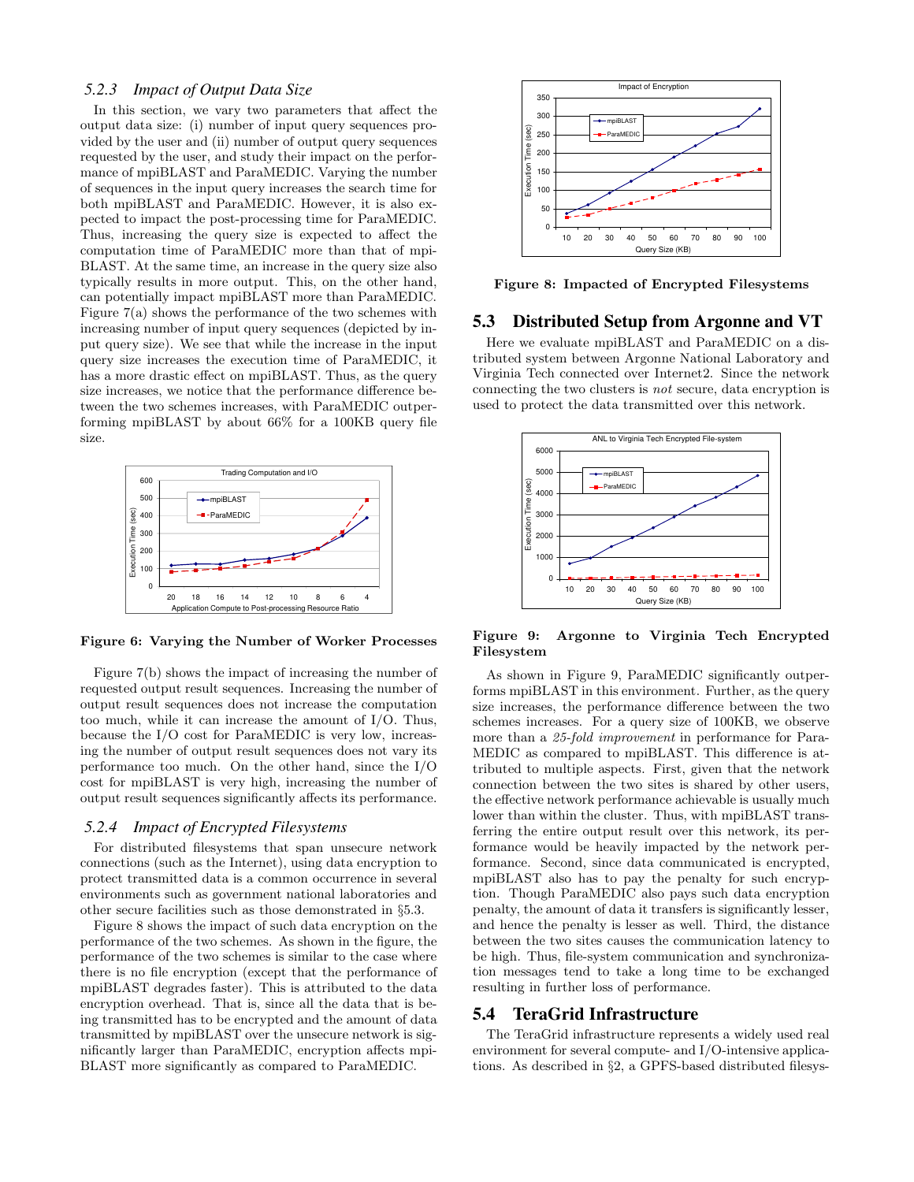### 5.2.3 Impact of Output Data Size

In this section, we vary two parameters that affect the output data size: (i) number of input query sequences provided by the user and (ii) number of output query sequences requested by the user, and study their impact on the performance of mpiBLAST and ParaMEDIC. Varying the number of sequences in the input query increases the search time for both mpiBLAST and ParaMEDIC. However, it is also expected to impact the post-processing time for ParaMEDIC. Thus, increasing the query size is expected to affect the computation time of ParaMEDIC more than that of mpiBLAST. At the same time, an increase in the query size also typically results in more output. This, on the other hand, can potentially impact mpiBLAST more than ParaMEDIC. Figure 7(a) shows the performance of the two schemes with increasing number of input query sequences (depicted by input query size). We see that while the increase in the input query size increases the execution time of ParaMEDIC, it has a more drastic effect on mpiBLAST. Thus, as the query size increases, we notice that the performance difference between the two schemes increases, with ParaMEDIC outperforming mpiBLAST by about 66% for a 100KB query file size.

Trading Computation and I/O

Execution Time (sec)

0
100
200
300
400
500
600

20 18 16 14 12 10 8 6 4

Application Compute to Post-processing Resource Ratio

mpiBLAST
ParaMEDIC

**Figure 6: Varying the Number of Worker Processes**

Figure 7(b) shows the impact of increasing the number of requested output result sequences. Increasing the number of output result sequences does not increase the computation too much, while it can increase the amount of I/O. Thus, because the I/O cost for ParaMEDIC is very low, increasing the number of output result sequences does not vary its performance too much. On the other hand, since the I/O cost for mpiBLAST is very high, increasing the number of output result sequences significantly affects its performance.

### 5.2.4 Impact of Encrypted Filesystems

For distributed filesystems that span unsecure network connections (such as the Internet), using data encryption to protect transmitted data is a common occurrence in several environments such as government national laboratories and other secure facilities such as those demonstrated in §5.3.

Figure 8 shows the impact of such data encryption on the performance of the two schemes. As shown in the figure, the performance of the two schemes is similar to the case where there is no file encryption (except that the performance of mpiBLAST degrades faster). This is attributed to the data encryption overhead. That is, since all the data that is being transmitted has to be encrypted and the amount of data transmitted by mpiBLAST over the unsecure network is significantly larger than ParaMEDIC, encryption affects mpiBLAST more significantly as compared to ParaMEDIC.

Impact of Encryption

Execution Time (sec)

0
50
100
150
200
250
300
350

10 20 30 40 50 60 70 80 90 100

Query Size (KB)

mpiBLAST
ParaMEDIC

**Figure 8: Impacted of Encrypted Filesystems**

## 5.3 Distributed Setup from Argonne and VT

Here we evaluate mpiBLAST and ParaMEDIC on a distributed system between Argonne National Laboratory and Virginia Tech connected over Internet2. Since the network connecting the two clusters is *not* secure, data encryption is used to protect the data transmitted over this network.

ANL to Virginia Tech Encrypted File-system

Execution Time (sec)

0
1000
2000
3000
4000
5000
6000

10 20 30 40 50 60 70 80 90 100

Query Size (KB)

mpiBLAST
ParaMEDIC

**Figure 9: Argonne to Virginia Tech Encrypted Filesystem**

As shown in Figure 9, ParaMEDIC significantly outperforms mpiBLAST in this environment. Further, as the query size increases, the performance difference between the two schemes increases. For a query size of 100KB, we observe more than a *25-fold improvement* in performance for ParaMEDIC as compared to mpiBLAST. This difference is attributed to multiple aspects. First, given that the network connection between the two sites is shared by other users, the effective network performance achievable is usually much lower than within the cluster. Thus, with mpiBLAST transferring the entire output result over this network, its performance would be heavily impacted by the network performance. Second, since data communicated is encrypted, mpiBLAST also has to pay the penalty for such encryption. Though ParaMEDIC also pays such data encryption penalty, the amount of data it transfers is significantly lesser, and hence the penalty is lesser as well. Third, the distance between the two sites causes the communication latency to be high. Thus, file-system communication and synchronization messages tend to take a long time to be exchanged resulting in further loss of performance.

## 5.4 TeraGrid Infrastructure

The TeraGrid infrastructure represents a widely used real environment for several compute- and I/O-intensive applications. As described in §2, a GPFS-based distributed filesys-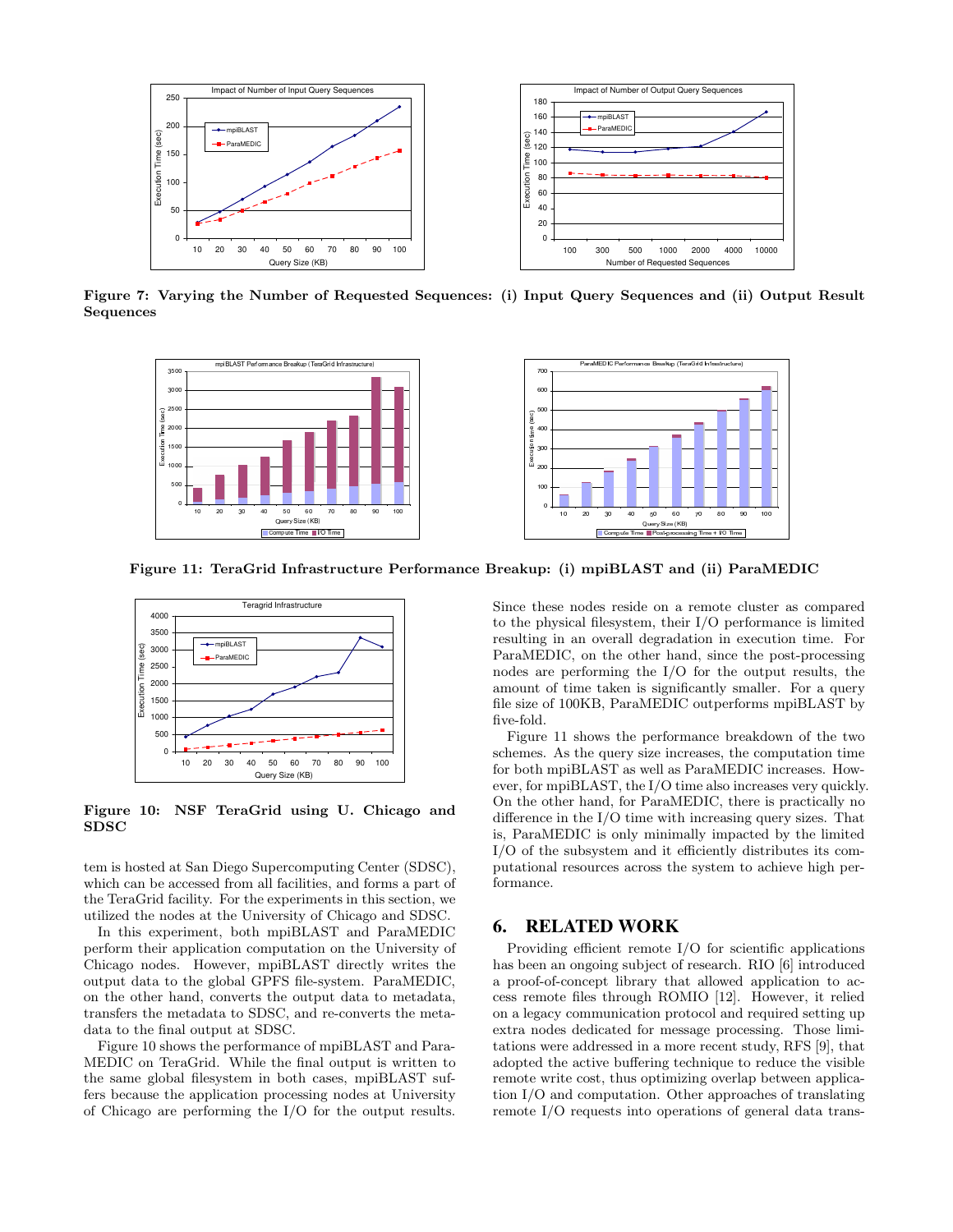Figure 7: Varying the Number of Requested Sequences: (i) Input Query Sequences and (ii) Output Result Sequences

Figure 11: TeraGrid Infrastructure Performance Breakup: (i) mpiBLAST and (ii) ParaMEDIC

Figure 10: NSF TeraGrid using U. Chicago and SDSC

tem is hosted at San Diego Supercomputing Center (SDSC), which can be accessed from all facilities, and forms a part of the TeraGrid facility. For the experiments in this section, we utilized the nodes at the University of Chicago and SDSC.

In this experiment, both mpiBLAST and ParaMEDIC perform their application computation on the University of Chicago nodes. However, mpiBLAST directly writes the output data to the global GPFS file-system. ParaMEDIC, on the other hand, converts the output data to metadata, transfers the metadata to SDSC, and re-converts the metadata to the final output at SDSC.

Figure 10 shows the performance of mpiBLAST and ParaMEDIC on TeraGrid. While the final output is written to the same global filesystem in both cases, mpiBLAST suffers because the application processing nodes at University of Chicago are performing the I/O for the output results. Since these nodes reside on a remote cluster as compared to the physical filesystem, their I/O performance is limited resulting in an overall degradation in execution time. For ParaMEDIC, on the other hand, since the post-processing nodes are performing the I/O for the output results, the amount of time taken is significantly smaller. For a query file size of 100KB, ParaMEDIC outperforms mpiBLAST by five-fold.

Figure 11 shows the performance breakdown of the two schemes. As the query size increases, the computation time for both mpiBLAST as well as ParaMEDIC increases. However, for mpiBLAST, the I/O time also increases very quickly. On the other hand, for ParaMEDIC, there is practically no difference in the I/O time with increasing query sizes. That is, ParaMEDIC is only minimally impacted by the limited I/O of the subsystem and it efficiently distributes its computational resources across the system to achieve high performance.

## 6. RELATED WORK

Providing efficient remote I/O for scientific applications has been an ongoing subject of research. RIO [6] introduced a proof-of-concept library that allowed application to access remote files through ROMIO [12]. However, it relied on a legacy communication protocol and required setting up extra nodes dedicated for message processing. Those limitations were addressed in a more recent study, RFS [9], that adopted the active buffering technique to reduce the visible remote write cost, thus optimizing overlap between application I/O and computation. Other approaches of translating remote I/O requests into operations of general data trans-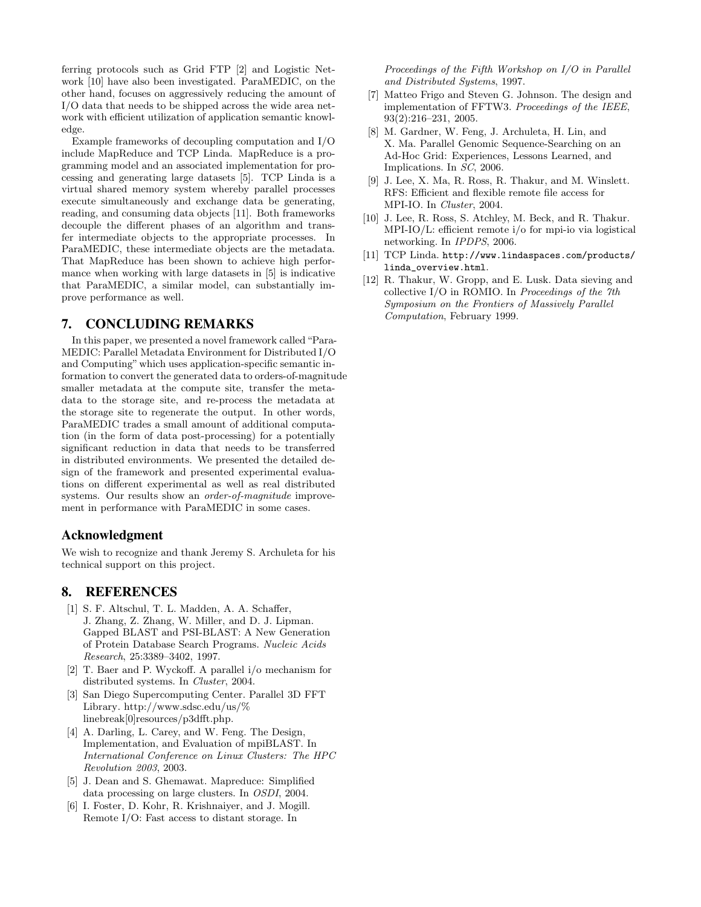ferring protocols such as Grid FTP [2] and Logistic Network [10] have also been investigated. ParaMEDIC, on the other hand, focuses on aggressively reducing the amount of I/O data that needs to be shipped across the wide area network with efficient utilization of application semantic knowledge.

Example frameworks of decoupling computation and I/O include MapReduce and TCP Linda. MapReduce is a programming model and an associated implementation for processing and generating large datasets [5]. TCP Linda is a virtual shared memory system whereby parallel processes execute simultaneously and exchange data be generating, reading, and consuming data objects [11]. Both frameworks decouple the different phases of an algorithm and transfer intermediate objects to the appropriate processes. In ParaMEDIC, these intermediate objects are the metadata. That MapReduce has been shown to achieve high performance when working with large datasets in [5] is indicative that ParaMEDIC, a similar model, can substantially improve performance as well.

## 7. CONCLUDING REMARKS

In this paper, we presented a novel framework called "ParaMEDIC: Parallel Metadata Environment for Distributed I/O and Computing" which uses application-specific semantic information to convert the generated data to orders-of-magnitude smaller metadata at the compute site, transfer the metadata to the storage site, and re-process the metadata at the storage site to regenerate the output. In other words, ParaMEDIC trades a small amount of additional computation (in the form of data post-processing) for a potentially significant reduction in data that needs to be transferred in distributed environments. We presented the detailed design of the framework and presented experimental evaluations on different experimental as well as real distributed systems. Our results show an *order-of-magnitude* improvement in performance with ParaMEDIC in some cases.

## Acknowledgment

We wish to recognize and thank Jeremy S. Archuleta for his technical support on this project.

## 8. REFERENCES

[1] S. F. Altschul, T. L. Madden, A. A. Schaffer, J. Zhang, Z. Zhang, W. Miller, and D. J. Lipman. Gapped BLAST and PSI-BLAST: A New Generation of Protein Database Search Programs. *Nucleic Acids Research*, 25:3389–3402, 1997.

[2] T. Baer and P. Wyckoff. A parallel i/o mechanism for distributed systems. In *Cluster*, 2004.

[3] San Diego Supercomputing Center. Parallel 3D FFT Library. http://www.sdsc.edu/us/% linebreak[0]resources/p3dfft.php.

[4] A. Darling, L. Carey, and W. Feng. The Design, Implementation, and Evaluation of mpiBLAST. In *International Conference on Linux Clusters: The HPC Revolution 2003*, 2003.

[5] J. Dean and S. Ghemawat. Mapreduce: Simplified data processing on large clusters. In *OSDI*, 2004.

[6] I. Foster, D. Kohr, R. Krishnaiyer, and J. Mogill. Remote I/O: Fast access to distant storage. In *Proceedings of the Fifth Workshop on I/O in Parallel and Distributed Systems*, 1997.

[7] Matteo Frigo and Steven G. Johnson. The design and implementation of FFTW3. *Proceedings of the IEEE*, 93(2):216–231, 2005.

[8] M. Gardner, W. Feng, J. Archuleta, H. Lin, and X. Ma. Parallel Genomic Sequence-Searching on an Ad-Hoc Grid: Experiences, Lessons Learned, and Implications. In *SC*, 2006.

[9] J. Lee, X. Ma, R. Ross, R. Thakur, and M. Winslett. RFS: Efficient and flexible remote file access for MPI-IO. In *Cluster*, 2004.

[10] J. Lee, R. Ross, S. Atchley, M. Beck, and R. Thakur. MPI-IO/L: efficient remote i/o for mpi-io via logistical networking. In *IPDPS*, 2006.

[11] TCP Linda. http://www.lindaspaces.com/products/linda_overview.html.

[12] R. Thakur, W. Gropp, and E. Lusk. Data sieving and collective I/O in ROMIO. In *Proceedings of the 7th Symposium on the Frontiers of Massively Parallel Computation*, February 1999.